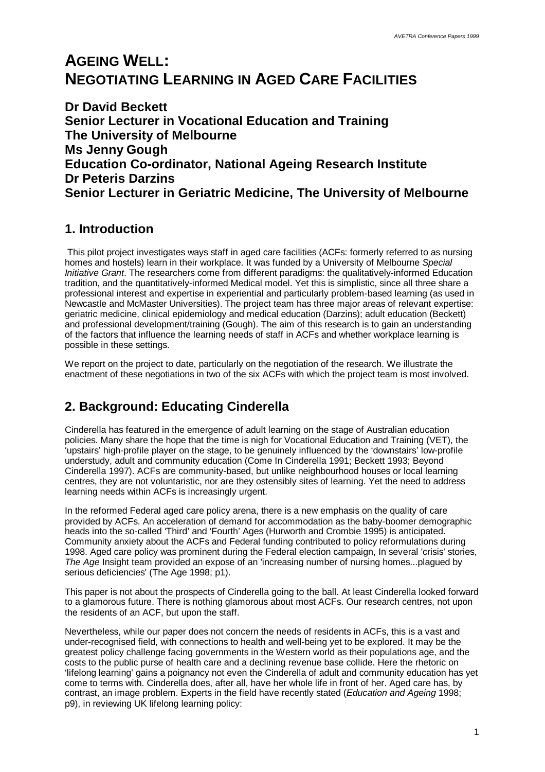# AGEING WELL: NEGOTIATING LEARNING IN AGED CARE FACILITIES

**Dr David Beckett**
**Senior Lecturer in Vocational Education and Training**
**The University of Melbourne**
**Ms Jenny Gough**
**Education Co-ordinator, National Ageing Research Institute**
**Dr Peteris Darzins**
**Senior Lecturer in Geriatric Medicine, The University of Melbourne**

## 1. Introduction

This pilot project investigates ways staff in aged care facilities (ACFs: formerly referred to as nursing homes and hostels) learn in their workplace. It was funded by a University of Melbourne *Special Initiative Grant*. The researchers come from different paradigms: the qualitatively-informed Education tradition, and the quantitatively-informed Medical model. Yet this is simplistic, since all three share a professional interest and expertise in experiential and particularly problem-based learning (as used in Newcastle and McMaster Universities). The project team has three major areas of relevant expertise: geriatric medicine, clinical epidemiology and medical education (Darzins); adult education (Beckett) and professional development/training (Gough). The aim of this research is to gain an understanding of the factors that influence the learning needs of staff in ACFs and whether workplace learning is possible in these settings.

We report on the project to date, particularly on the negotiation of the research. We illustrate the enactment of these negotiations in two of the six ACFs with which the project team is most involved.

## 2. Background: Educating Cinderella

Cinderella has featured in the emergence of adult learning on the stage of Australian education policies. Many share the hope that the time is nigh for Vocational Education and Training (VET), the 'upstairs' high-profile player on the stage, to be genuinely influenced by the 'downstairs' low-profile understudy, adult and community education (Come In Cinderella 1991; Beckett 1993; Beyond Cinderella 1997). ACFs are community-based, but unlike neighbourhood houses or local learning centres, they are not voluntaristic, nor are they ostensibly sites of learning. Yet the need to address learning needs within ACFs is increasingly urgent.

In the reformed Federal aged care policy arena, there is a new emphasis on the quality of care provided by ACFs. An acceleration of demand for accommodation as the baby-boomer demographic heads into the so-called 'Third' and 'Fourth' Ages (Hurworth and Crombie 1995) is anticipated. Community anxiety about the ACFs and Federal funding contributed to policy reformulations during 1998. Aged care policy was prominent during the Federal election campaign, In several 'crisis' stories, *The Age* Insight team provided an expose of an 'increasing number of nursing homes...plagued by serious deficiencies' (The Age 1998; p1).

This paper is not about the prospects of Cinderella going to the ball. At least Cinderella looked forward to a glamorous future. There is nothing glamorous about most ACFs. Our research centres, not upon the residents of an ACF, but upon the staff.

Nevertheless, while our paper does not concern the needs of residents in ACFs, this is a vast and under-recognised field, with connections to health and well-being yet to be explored. It may be the greatest policy challenge facing governments in the Western world as their populations age, and the costs to the public purse of health care and a declining revenue base collide. Here the rhetoric on 'lifelong learning' gains a poignancy not even the Cinderella of adult and community education has yet come to terms with. Cinderella does, after all, have her whole life in front of her. Aged care has, by contrast, an image problem. Experts in the field have recently stated (*Education and Ageing* 1998; p9), in reviewing UK lifelong learning policy: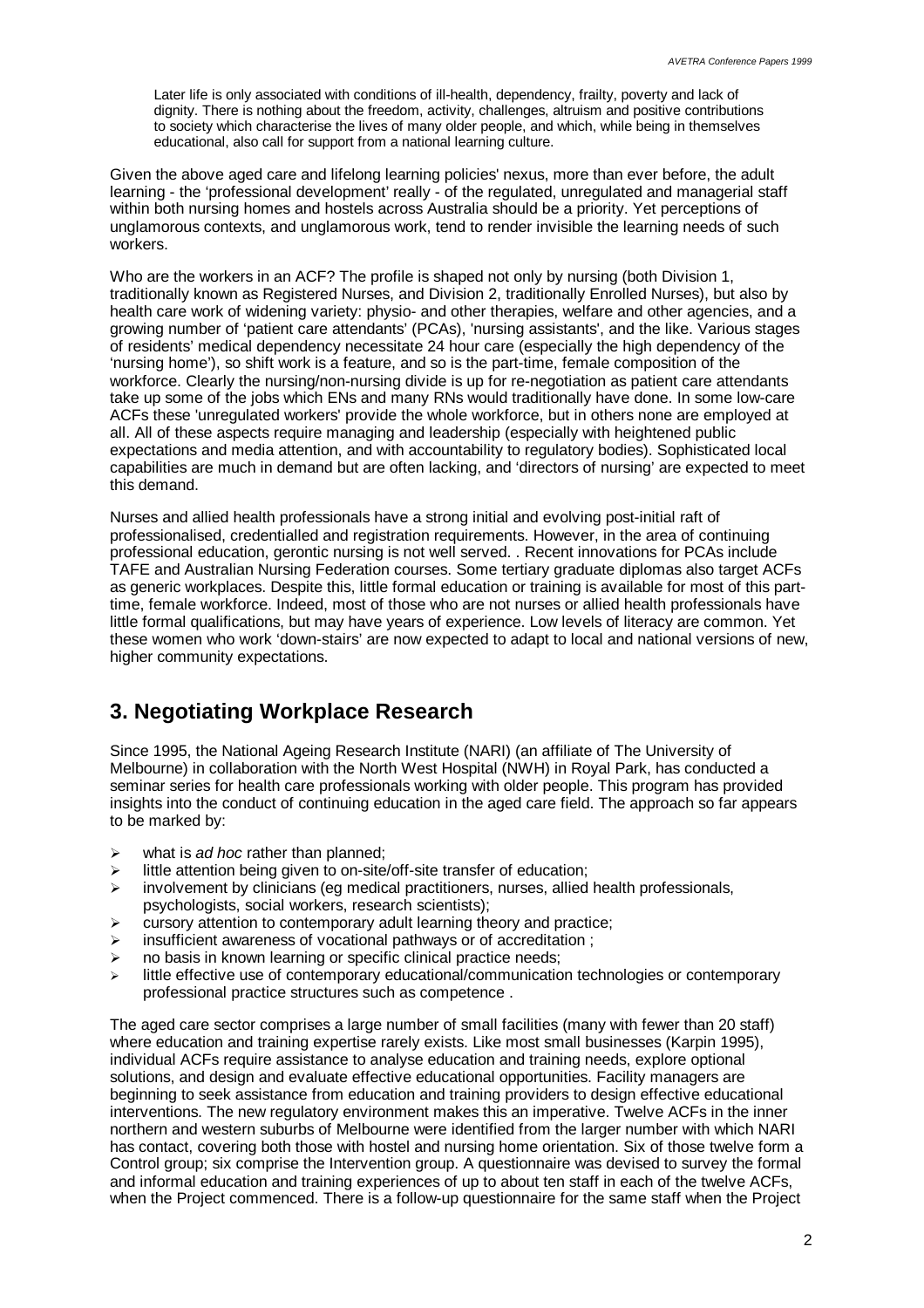> Later life is only associated with conditions of ill-health, dependency, frailty, poverty and lack of dignity. There is nothing about the freedom, activity, challenges, altruism and positive contributions to society which characterise the lives of many older people, and which, while being in themselves educational, also call for support from a national learning culture.

Given the above aged care and lifelong learning policies' nexus, more than ever before, the adult learning - the 'professional development' really - of the regulated, unregulated and managerial staff within both nursing homes and hostels across Australia should be a priority. Yet perceptions of unglamorous contexts, and unglamorous work, tend to render invisible the learning needs of such workers.

Who are the workers in an ACF? The profile is shaped not only by nursing (both Division 1, traditionally known as Registered Nurses, and Division 2, traditionally Enrolled Nurses), but also by health care work of widening variety: physio- and other therapies, welfare and other agencies, and a growing number of 'patient care attendants' (PCAs), 'nursing assistants', and the like. Various stages of residents' medical dependency necessitate 24 hour care (especially the high dependency of the 'nursing home'), so shift work is a feature, and so is the part-time, female composition of the workforce. Clearly the nursing/non-nursing divide is up for re-negotiation as patient care attendants take up some of the jobs which ENs and many RNs would traditionally have done. In some low-care ACFs these 'unregulated workers' provide the whole workforce, but in others none are employed at all. All of these aspects require managing and leadership (especially with heightened public expectations and media attention, and with accountability to regulatory bodies). Sophisticated local capabilities are much in demand but are often lacking, and 'directors of nursing' are expected to meet this demand.

Nurses and allied health professionals have a strong initial and evolving post-initial raft of professionalised, credentialled and registration requirements. However, in the area of continuing professional education, gerontic nursing is not well served. . Recent innovations for PCAs include TAFE and Australian Nursing Federation courses. Some tertiary graduate diplomas also target ACFs as generic workplaces. Despite this, little formal education or training is available for most of this part-time, female workforce. Indeed, most of those who are not nurses or allied health professionals have little formal qualifications, but may have years of experience. Low levels of literacy are common. Yet these women who work 'down-stairs' are now expected to adapt to local and national versions of new, higher community expectations.

## 3. Negotiating Workplace Research

Since 1995, the National Ageing Research Institute (NARI) (an affiliate of The University of Melbourne) in collaboration with the North West Hospital (NWH) in Royal Park, has conducted a seminar series for health care professionals working with older people. This program has provided insights into the conduct of continuing education in the aged care field. The approach so far appears to be marked by:

- what is *ad hoc* rather than planned;
- little attention being given to on-site/off-site transfer of education;
- involvement by clinicians (eg medical practitioners, nurses, allied health professionals, psychologists, social workers, research scientists);
- cursory attention to contemporary adult learning theory and practice;
- insufficient awareness of vocational pathways or of accreditation ;
- no basis in known learning or specific clinical practice needs;
- little effective use of contemporary educational/communication technologies or contemporary professional practice structures such as competence .

The aged care sector comprises a large number of small facilities (many with fewer than 20 staff) where education and training expertise rarely exists. Like most small businesses (Karpin 1995), individual ACFs require assistance to analyse education and training needs, explore optional solutions, and design and evaluate effective educational opportunities. Facility managers are beginning to seek assistance from education and training providers to design effective educational interventions. The new regulatory environment makes this an imperative. Twelve ACFs in the inner northern and western suburbs of Melbourne were identified from the larger number with which NARI has contact, covering both those with hostel and nursing home orientation. Six of those twelve form a Control group; six comprise the Intervention group. A questionnaire was devised to survey the formal and informal education and training experiences of up to about ten staff in each of the twelve ACFs, when the Project commenced. There is a follow-up questionnaire for the same staff when the Project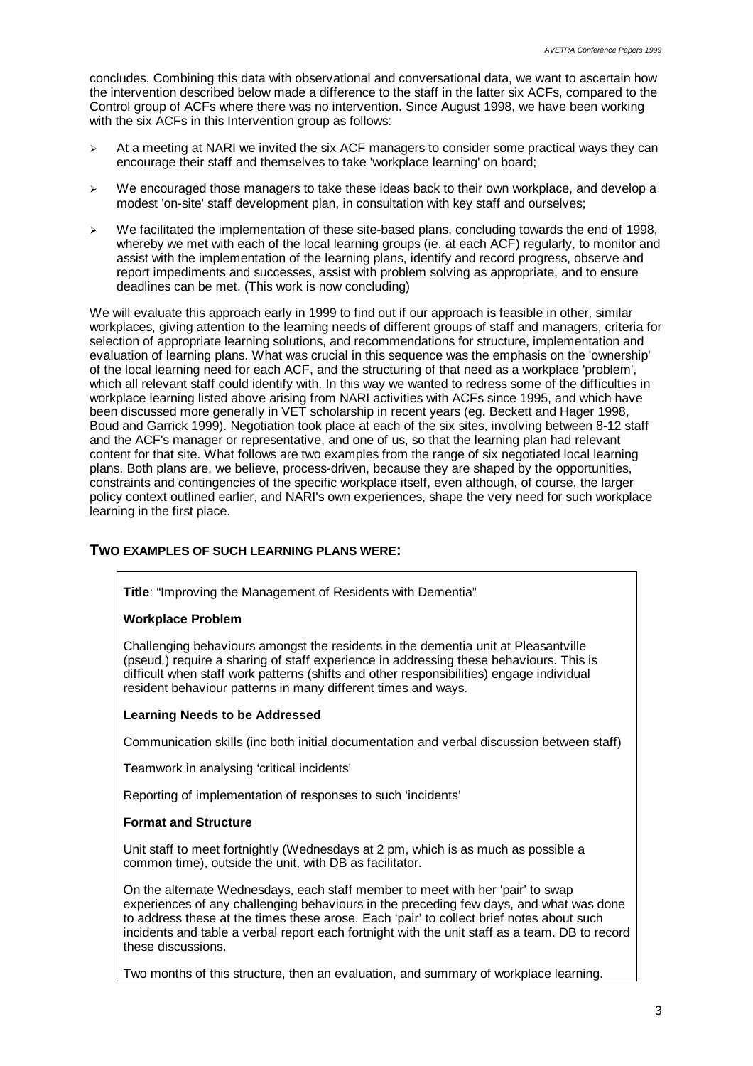concludes. Combining this data with observational and conversational data, we want to ascertain how the intervention described below made a difference to the staff in the latter six ACFs, compared to the Control group of ACFs where there was no intervention. Since August 1998, we have been working with the six ACFs in this Intervention group as follows:

- At a meeting at NARI we invited the six ACF managers to consider some practical ways they can encourage their staff and themselves to take 'workplace learning' on board;
- We encouraged those managers to take these ideas back to their own workplace, and develop a modest 'on-site' staff development plan, in consultation with key staff and ourselves;
- We facilitated the implementation of these site-based plans, concluding towards the end of 1998, whereby we met with each of the local learning groups (ie. at each ACF) regularly, to monitor and assist with the implementation of the learning plans, identify and record progress, observe and report impediments and successes, assist with problem solving as appropriate, and to ensure deadlines can be met. (This work is now concluding)

We will evaluate this approach early in 1999 to find out if our approach is feasible in other, similar workplaces, giving attention to the learning needs of different groups of staff and managers, criteria for selection of appropriate learning solutions, and recommendations for structure, implementation and evaluation of learning plans. What was crucial in this sequence was the emphasis on the 'ownership' of the local learning need for each ACF, and the structuring of that need as a workplace 'problem', which all relevant staff could identify with. In this way we wanted to redress some of the difficulties in workplace learning listed above arising from NARI activities with ACFs since 1995, and which have been discussed more generally in VET scholarship in recent years (eg. Beckett and Hager 1998, Boud and Garrick 1999). Negotiation took place at each of the six sites, involving between 8-12 staff and the ACF's manager or representative, and one of us, so that the learning plan had relevant content for that site. What follows are two examples from the range of six negotiated local learning plans. Both plans are, we believe, process-driven, because they are shaped by the opportunities, constraints and contingencies of the specific workplace itself, even although, of course, the larger policy context outlined earlier, and NARI's own experiences, shape the very need for such workplace learning in the first place.

## TWO EXAMPLES OF SUCH LEARNING PLANS WERE:

**Title**: "Improving the Management of Residents with Dementia"

**Workplace Problem**

Challenging behaviours amongst the residents in the dementia unit at Pleasantville (pseud.) require a sharing of staff experience in addressing these behaviours. This is difficult when staff work patterns (shifts and other responsibilities) engage individual resident behaviour patterns in many different times and ways.

**Learning Needs to be Addressed**

Communication skills (inc both initial documentation and verbal discussion between staff)

Teamwork in analysing 'critical incidents'

Reporting of implementation of responses to such 'incidents'

**Format and Structure**

Unit staff to meet fortnightly (Wednesdays at 2 pm, which is as much as possible a common time), outside the unit, with DB as facilitator.

On the alternate Wednesdays, each staff member to meet with her 'pair' to swap experiences of any challenging behaviours in the preceding few days, and what was done to address these at the times these arose. Each 'pair' to collect brief notes about such incidents and table a verbal report each fortnight with the unit staff as a team. DB to record these discussions.

Two months of this structure, then an evaluation, and summary of workplace learning.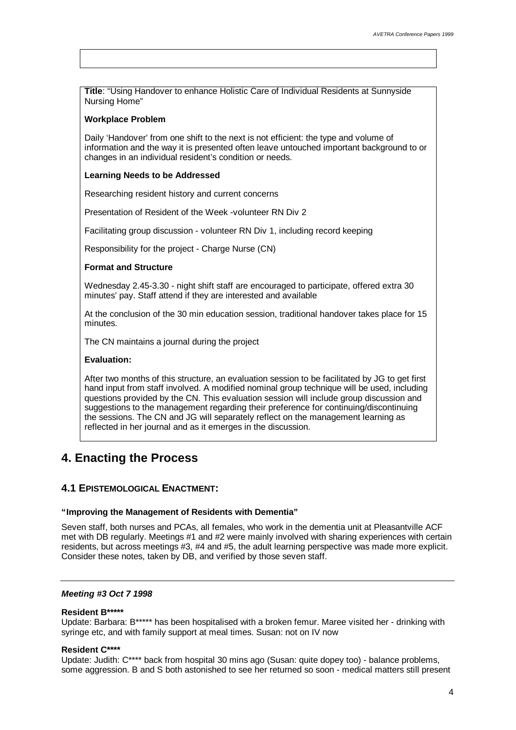**Title**: "Using Handover to enhance Holistic Care of Individual Residents at Sunnyside Nursing Home"

**Workplace Problem**

Daily 'Handover' from one shift to the next is not efficient: the type and volume of information and the way it is presented often leave untouched important background to or changes in an individual resident's condition or needs.

**Learning Needs to be Addressed**

Researching resident history and current concerns

Presentation of Resident of the Week -volunteer RN Div 2

Facilitating group discussion - volunteer RN Div 1, including record keeping

Responsibility for the project - Charge Nurse (CN)

**Format and Structure**

Wednesday 2.45-3.30 - night shift staff are encouraged to participate, offered extra 30 minutes' pay. Staff attend if they are interested and available

At the conclusion of the 30 min education session, traditional handover takes place for 15 minutes.

The CN maintains a journal during the project

**Evaluation:**

After two months of this structure, an evaluation session to be facilitated by JG to get first hand input from staff involved. A modified nominal group technique will be used, including questions provided by the CN. This evaluation session will include group discussion and suggestions to the management regarding their preference for continuing/discontinuing the sessions. The CN and JG will separately reflect on the management learning as reflected in her journal and as it emerges in the discussion.

## 4. Enacting the Process

### 4.1 Epistemological Enactment:

**"Improving the Management of Residents with Dementia"**

Seven staff, both nurses and PCAs, all females, who work in the dementia unit at Pleasantville ACF met with DB regularly. Meetings #1 and #2 were mainly involved with sharing experiences with certain residents, but across meetings #3, #4 and #5, the adult learning perspective was made more explicit. Consider these notes, taken by DB, and verified by those seven staff.

---

***Meeting #3 Oct 7 1998***

**Resident B*****

Update: Barbara: B***** has been hospitalised with a broken femur. Maree visited her - drinking with syringe etc, and with family support at meal times. Susan: not on IV now

**Resident C****

Update: Judith: C**** back from hospital 30 mins ago (Susan: quite dopey too) - balance problems, some aggression. B and S both astonished to see her returned so soon - medical matters still present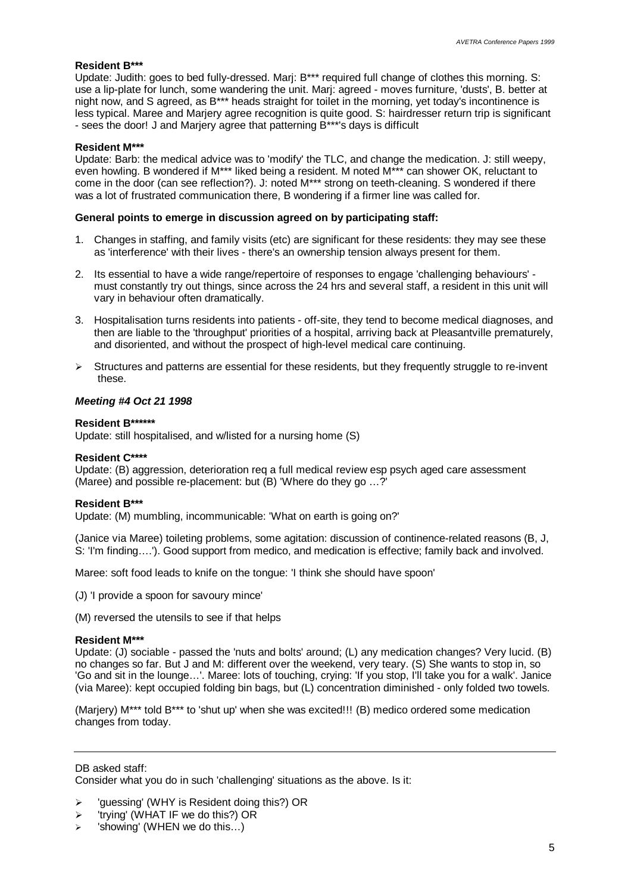**Resident B*****

Update: Judith: goes to bed fully-dressed. Marj: B*** required full change of clothes this morning. S: use a lip-plate for lunch, some wandering the unit. Marj: agreed - moves furniture, 'dusts', B. better at night now, and S agreed, as B*** heads straight for toilet in the morning, yet today's incontinence is less typical. Maree and Marjery agree recognition is quite good. S: hairdresser return trip is significant - sees the door! J and Marjery agree that patterning B***'s days is difficult

**Resident M*****

Update: Barb: the medical advice was to 'modify' the TLC, and change the medication. J: still weepy, even howling. B wondered if M*** liked being a resident. M noted M*** can shower OK, reluctant to come in the door (can see reflection?). J: noted M*** strong on teeth-cleaning. S wondered if there was a lot of frustrated communication there, B wondering if a firmer line was called for.

**General points to emerge in discussion agreed on by participating staff:**

1. Changes in staffing, and family visits (etc) are significant for these residents: they may see these as 'interference' with their lives - there's an ownership tension always present for them.
2. Its essential to have a wide range/repertoire of responses to engage 'challenging behaviours' - must constantly try out things, since across the 24 hrs and several staff, a resident in this unit will vary in behaviour often dramatically.
3. Hospitalisation turns residents into patients - off-site, they tend to become medical diagnoses, and then are liable to the 'throughput' priorities of a hospital, arriving back at Pleasantville prematurely, and disoriented, and without the prospect of high-level medical care continuing.

- Structures and patterns are essential for these residents, but they frequently struggle to re-invent these.

***Meeting #4 Oct 21 1998***

**Resident B********

Update: still hospitalised, and w/listed for a nursing home (S)

**Resident C******

Update: (B) aggression, deterioration req a full medical review esp psych aged care assessment (Maree) and possible re-placement: but (B) 'Where do they go …?'

**Resident B*****

Update: (M) mumbling, incommunicable: 'What on earth is going on?'

(Janice via Maree) toileting problems, some agitation: discussion of continence-related reasons (B, J, S: 'I'm finding….'). Good support from medico, and medication is effective; family back and involved.

Maree: soft food leads to knife on the tongue: 'I think she should have spoon'

(J) 'I provide a spoon for savoury mince'

(M) reversed the utensils to see if that helps

**Resident M*****

Update: (J) sociable - passed the 'nuts and bolts' around; (L) any medication changes? Very lucid. (B) no changes so far. But J and M: different over the weekend, very teary. (S) She wants to stop in, so 'Go and sit in the lounge…'. Maree: lots of touching, crying: 'If you stop, I'll take you for a walk'. Janice (via Maree): kept occupied folding bin bags, but (L) concentration diminished - only folded two towels.

(Marjery) M*** told B*** to 'shut up' when she was excited!!! (B) medico ordered some medication changes from today.

---

DB asked staff:

Consider what you do in such 'challenging' situations as the above. Is it:

- 'guessing' (WHY is Resident doing this?) OR
- 'trying' (WHAT IF we do this?) OR
- 'showing' (WHEN we do this…)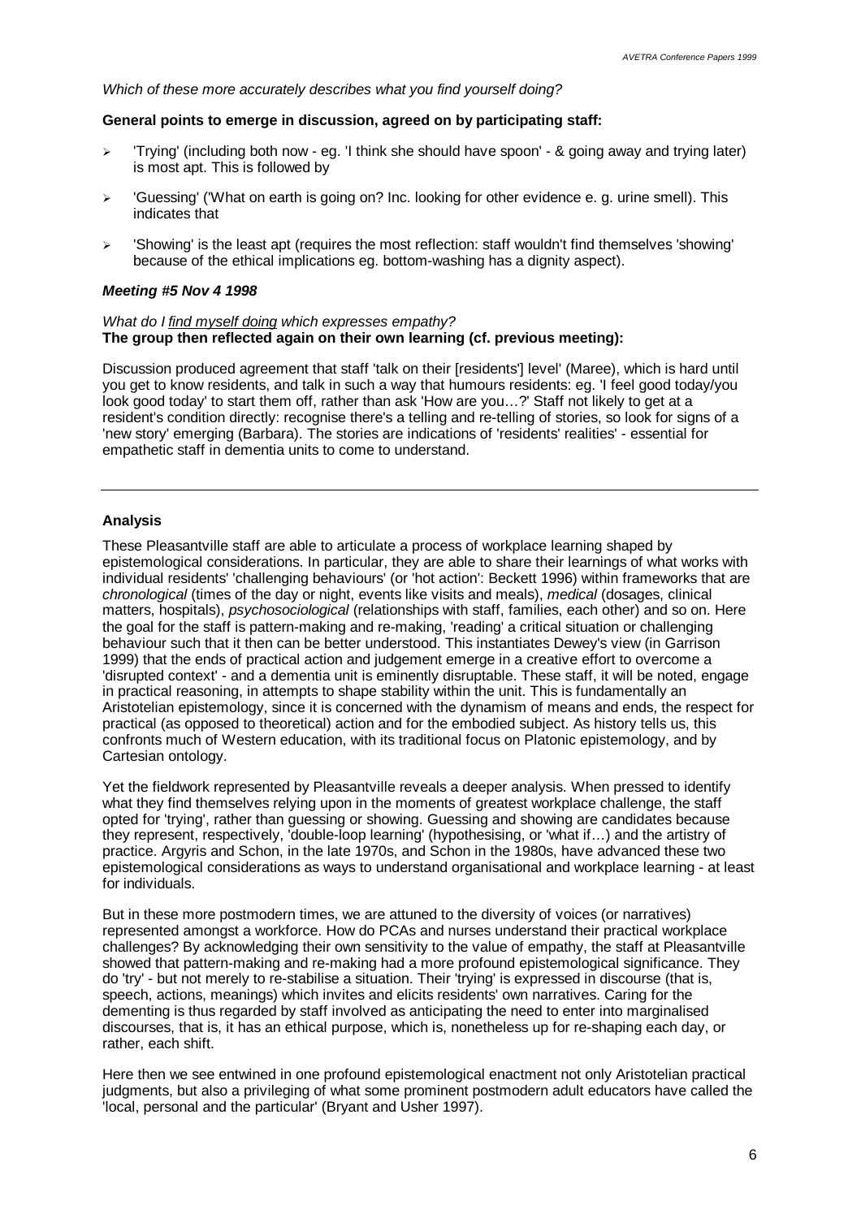*Which of these more accurately describes what you find yourself doing?*

**General points to emerge in discussion, agreed on by participating staff:**

- 'Trying' (including both now - eg. 'I think she should have spoon' - & going away and trying later) is most apt. This is followed by
- 'Guessing' ('What on earth is going on? Inc. looking for other evidence e. g. urine smell). This indicates that
- 'Showing' is the least apt (requires the most reflection: staff wouldn't find themselves 'showing' because of the ethical implications eg. bottom-washing has a dignity aspect).

***Meeting #5 Nov 4 1998***

*What do I find myself doing which expresses empathy?*
**The group then reflected again on their own learning (cf. previous meeting):**

Discussion produced agreement that staff 'talk on their [residents'] level' (Maree), which is hard until you get to know residents, and talk in such a way that humours residents: eg. 'I feel good today/you look good today' to start them off, rather than ask 'How are you…?' Staff not likely to get at a resident's condition directly: recognise there's a telling and re-telling of stories, so look for signs of a 'new story' emerging (Barbara). The stories are indications of 'residents' realities' - essential for empathetic staff in dementia units to come to understand.

---

**Analysis**

These Pleasantville staff are able to articulate a process of workplace learning shaped by epistemological considerations. In particular, they are able to share their learnings of what works with individual residents' 'challenging behaviours' (or 'hot action': Beckett 1996) within frameworks that are *chronological* (times of the day or night, events like visits and meals), *medical* (dosages, clinical matters, hospitals), *psychosociological* (relationships with staff, families, each other) and so on. Here the goal for the staff is pattern-making and re-making, 'reading' a critical situation or challenging behaviour such that it then can be better understood. This instantiates Dewey's view (in Garrison 1999) that the ends of practical action and judgement emerge in a creative effort to overcome a 'disrupted context' - and a dementia unit is eminently disruptable. These staff, it will be noted, engage in practical reasoning, in attempts to shape stability within the unit. This is fundamentally an Aristotelian epistemology, since it is concerned with the dynamism of means and ends, the respect for practical (as opposed to theoretical) action and for the embodied subject. As history tells us, this confronts much of Western education, with its traditional focus on Platonic epistemology, and by Cartesian ontology.

Yet the fieldwork represented by Pleasantville reveals a deeper analysis. When pressed to identify what they find themselves relying upon in the moments of greatest workplace challenge, the staff opted for 'trying', rather than guessing or showing. Guessing and showing are candidates because they represent, respectively, 'double-loop learning' (hypothesising, or 'what if…) and the artistry of practice. Argyris and Schon, in the late 1970s, and Schon in the 1980s, have advanced these two epistemological considerations as ways to understand organisational and workplace learning - at least for individuals.

But in these more postmodern times, we are attuned to the diversity of voices (or narratives) represented amongst a workforce. How do PCAs and nurses understand their practical workplace challenges? By acknowledging their own sensitivity to the value of empathy, the staff at Pleasantville showed that pattern-making and re-making had a more profound epistemological significance. They do 'try' - but not merely to re-stabilise a situation. Their 'trying' is expressed in discourse (that is, speech, actions, meanings) which invites and elicits residents' own narratives. Caring for the dementing is thus regarded by staff involved as anticipating the need to enter into marginalised discourses, that is, it has an ethical purpose, which is, nonetheless up for re-shaping each day, or rather, each shift.

Here then we see entwined in one profound epistemological enactment not only Aristotelian practical judgments, but also a privileging of what some prominent postmodern adult educators have called the 'local, personal and the particular' (Bryant and Usher 1997).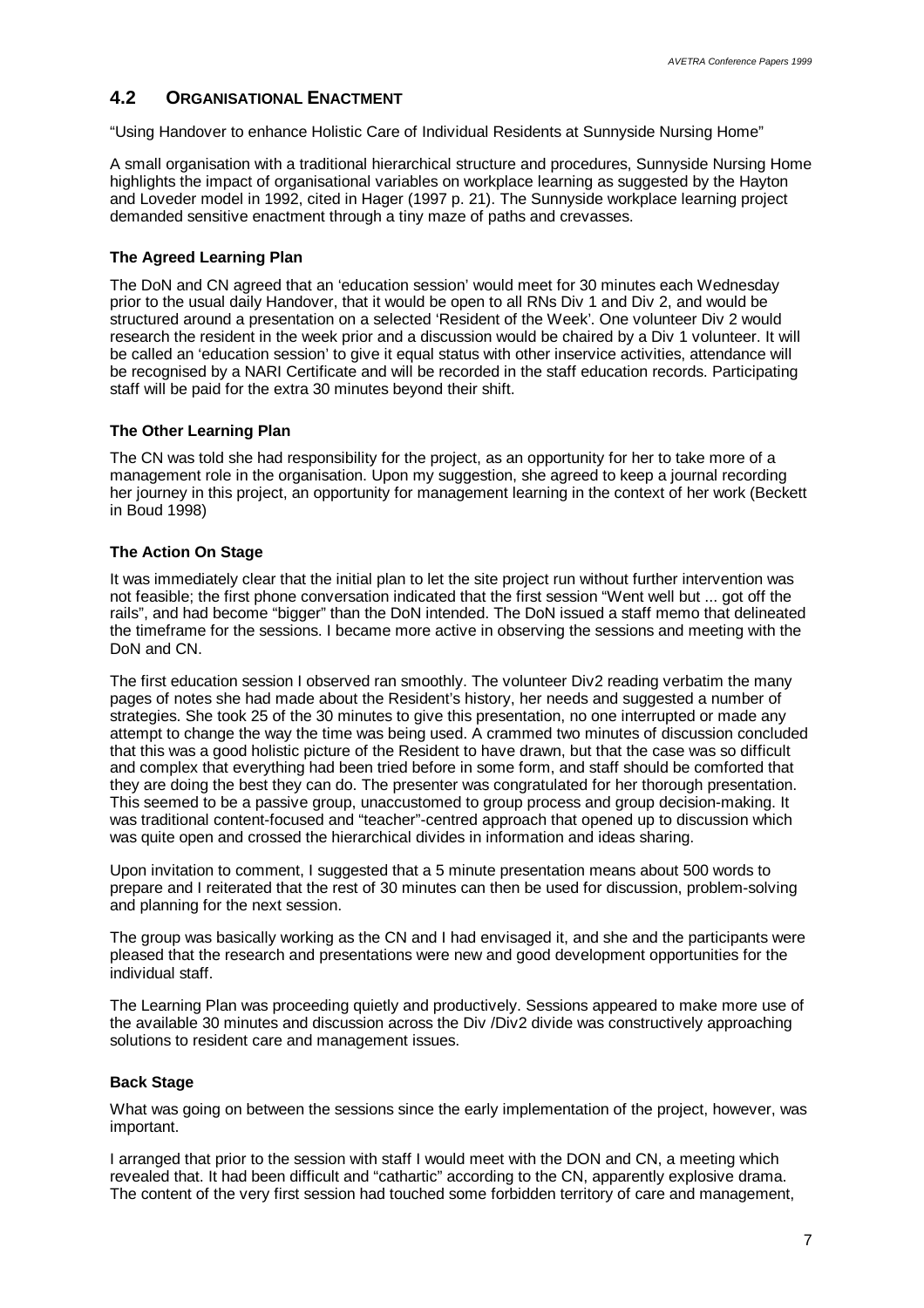## 4.2 ORGANISATIONAL ENACTMENT

"Using Handover to enhance Holistic Care of Individual Residents at Sunnyside Nursing Home"

A small organisation with a traditional hierarchical structure and procedures, Sunnyside Nursing Home highlights the impact of organisational variables on workplace learning as suggested by the Hayton and Loveder model in 1992, cited in Hager (1997 p. 21). The Sunnyside workplace learning project demanded sensitive enactment through a tiny maze of paths and crevasses.

### The Agreed Learning Plan

The DoN and CN agreed that an 'education session' would meet for 30 minutes each Wednesday prior to the usual daily Handover, that it would be open to all RNs Div 1 and Div 2, and would be structured around a presentation on a selected 'Resident of the Week'. One volunteer Div 2 would research the resident in the week prior and a discussion would be chaired by a Div 1 volunteer. It will be called an 'education session' to give it equal status with other inservice activities, attendance will be recognised by a NARI Certificate and will be recorded in the staff education records. Participating staff will be paid for the extra 30 minutes beyond their shift.

### The Other Learning Plan

The CN was told she had responsibility for the project, as an opportunity for her to take more of a management role in the organisation. Upon my suggestion, she agreed to keep a journal recording her journey in this project, an opportunity for management learning in the context of her work (Beckett in Boud 1998)

### The Action On Stage

It was immediately clear that the initial plan to let the site project run without further intervention was not feasible; the first phone conversation indicated that the first session "Went well but ... got off the rails", and had become "bigger" than the DoN intended. The DoN issued a staff memo that delineated the timeframe for the sessions. I became more active in observing the sessions and meeting with the DoN and CN.

The first education session I observed ran smoothly. The volunteer Div2 reading verbatim the many pages of notes she had made about the Resident's history, her needs and suggested a number of strategies. She took 25 of the 30 minutes to give this presentation, no one interrupted or made any attempt to change the way the time was being used. A crammed two minutes of discussion concluded that this was a good holistic picture of the Resident to have drawn, but that the case was so difficult and complex that everything had been tried before in some form, and staff should be comforted that they are doing the best they can do. The presenter was congratulated for her thorough presentation. This seemed to be a passive group, unaccustomed to group process and group decision-making. It was traditional content-focused and "teacher"-centred approach that opened up to discussion which was quite open and crossed the hierarchical divides in information and ideas sharing.

Upon invitation to comment, I suggested that a 5 minute presentation means about 500 words to prepare and I reiterated that the rest of 30 minutes can then be used for discussion, problem-solving and planning for the next session.

The group was basically working as the CN and I had envisaged it, and she and the participants were pleased that the research and presentations were new and good development opportunities for the individual staff.

The Learning Plan was proceeding quietly and productively. Sessions appeared to make more use of the available 30 minutes and discussion across the Div /Div2 divide was constructively approaching solutions to resident care and management issues.

### Back Stage

What was going on between the sessions since the early implementation of the project, however, was important.

I arranged that prior to the session with staff I would meet with the DON and CN, a meeting which revealed that. It had been difficult and "cathartic" according to the CN, apparently explosive drama. The content of the very first session had touched some forbidden territory of care and management,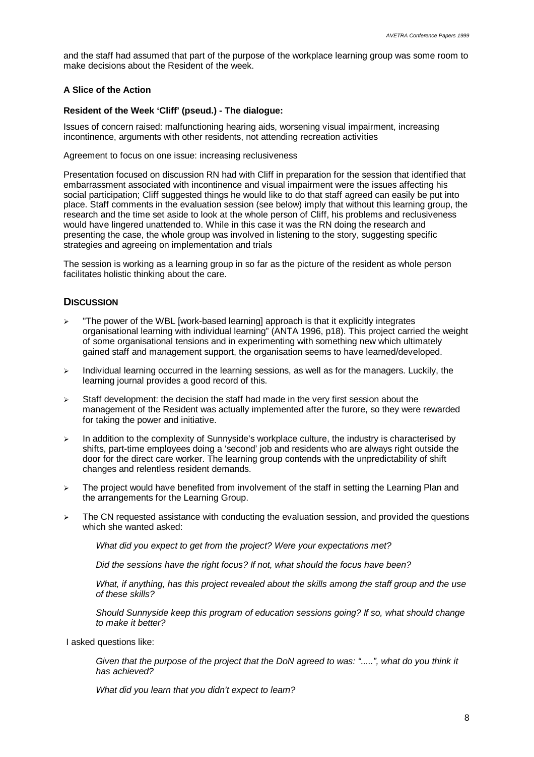and the staff had assumed that part of the purpose of the workplace learning group was some room to make decisions about the Resident of the week.

#### A Slice of the Action

#### Resident of the Week 'Cliff' (pseud.) - The dialogue:

Issues of concern raised: malfunctioning hearing aids, worsening visual impairment, increasing incontinence, arguments with other residents, not attending recreation activities

Agreement to focus on one issue: increasing reclusiveness

Presentation focused on discussion RN had with Cliff in preparation for the session that identified that embarrassment associated with incontinence and visual impairment were the issues affecting his social participation; Cliff suggested things he would like to do that staff agreed can easily be put into place. Staff comments in the evaluation session (see below) imply that without this learning group, the research and the time set aside to look at the whole person of Cliff, his problems and reclusiveness would have lingered unattended to. While in this case it was the RN doing the research and presenting the case, the whole group was involved in listening to the story, suggesting specific strategies and agreeing on implementation and trials

The session is working as a learning group in so far as the picture of the resident as whole person facilitates holistic thinking about the care.

## Discussion

- "The power of the WBL [work-based learning] approach is that it explicitly integrates organisational learning with individual learning" (ANTA 1996, p18). This project carried the weight of some organisational tensions and in experimenting with something new which ultimately gained staff and management support, the organisation seems to have learned/developed.
- Individual learning occurred in the learning sessions, as well as for the managers. Luckily, the learning journal provides a good record of this.
- Staff development: the decision the staff had made in the very first session about the management of the Resident was actually implemented after the furore, so they were rewarded for taking the power and initiative.
- In addition to the complexity of Sunnyside's workplace culture, the industry is characterised by shifts, part-time employees doing a 'second' job and residents who are always right outside the door for the direct care worker. The learning group contends with the unpredictability of shift changes and relentless resident demands.
- The project would have benefited from involvement of the staff in setting the Learning Plan and the arrangements for the Learning Group.
- The CN requested assistance with conducting the evaluation session, and provided the questions which she wanted asked:

  *What did you expect to get from the project? Were your expectations met?*

  *Did the sessions have the right focus? If not, what should the focus have been?*

  *What, if anything, has this project revealed about the skills among the staff group and the use of these skills?*

  *Should Sunnyside keep this program of education sessions going? If so, what should change to make it better?*

I asked questions like:

*Given that the purpose of the project that the DoN agreed to was: ".....", what do you think it has achieved?*

*What did you learn that you didn't expect to learn?*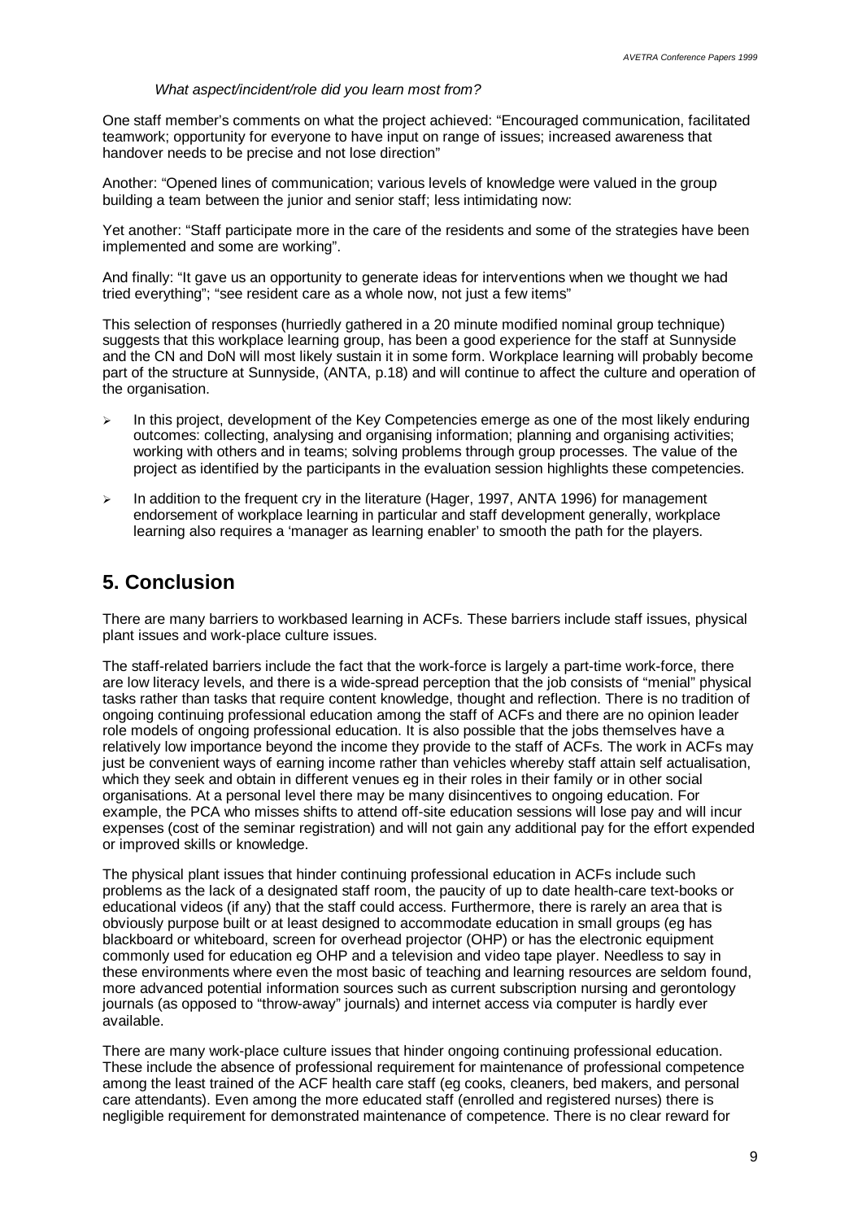*What aspect/incident/role did you learn most from?*

One staff member's comments on what the project achieved: "Encouraged communication, facilitated teamwork; opportunity for everyone to have input on range of issues; increased awareness that handover needs to be precise and not lose direction"

Another: "Opened lines of communication; various levels of knowledge were valued in the group building a team between the junior and senior staff; less intimidating now:

Yet another: "Staff participate more in the care of the residents and some of the strategies have been implemented and some are working".

And finally: "It gave us an opportunity to generate ideas for interventions when we thought we had tried everything"; "see resident care as a whole now, not just a few items"

This selection of responses (hurriedly gathered in a 20 minute modified nominal group technique) suggests that this workplace learning group, has been a good experience for the staff at Sunnyside and the CN and DoN will most likely sustain it in some form. Workplace learning will probably become part of the structure at Sunnyside, (ANTA, p.18) and will continue to affect the culture and operation of the organisation.

- In this project, development of the Key Competencies emerge as one of the most likely enduring outcomes: collecting, analysing and organising information; planning and organising activities; working with others and in teams; solving problems through group processes. The value of the project as identified by the participants in the evaluation session highlights these competencies.
- In addition to the frequent cry in the literature (Hager, 1997, ANTA 1996) for management endorsement of workplace learning in particular and staff development generally, workplace learning also requires a 'manager as learning enabler' to smooth the path for the players.

## 5. Conclusion

There are many barriers to workbased learning in ACFs. These barriers include staff issues, physical plant issues and work-place culture issues.

The staff-related barriers include the fact that the work-force is largely a part-time work-force, there are low literacy levels, and there is a wide-spread perception that the job consists of "menial" physical tasks rather than tasks that require content knowledge, thought and reflection. There is no tradition of ongoing continuing professional education among the staff of ACFs and there are no opinion leader role models of ongoing professional education. It is also possible that the jobs themselves have a relatively low importance beyond the income they provide to the staff of ACFs. The work in ACFs may just be convenient ways of earning income rather than vehicles whereby staff attain self actualisation, which they seek and obtain in different venues eg in their roles in their family or in other social organisations. At a personal level there may be many disincentives to ongoing education. For example, the PCA who misses shifts to attend off-site education sessions will lose pay and will incur expenses (cost of the seminar registration) and will not gain any additional pay for the effort expended or improved skills or knowledge.

The physical plant issues that hinder continuing professional education in ACFs include such problems as the lack of a designated staff room, the paucity of up to date health-care text-books or educational videos (if any) that the staff could access. Furthermore, there is rarely an area that is obviously purpose built or at least designed to accommodate education in small groups (eg has blackboard or whiteboard, screen for overhead projector (OHP) or has the electronic equipment commonly used for education eg OHP and a television and video tape player. Needless to say in these environments where even the most basic of teaching and learning resources are seldom found, more advanced potential information sources such as current subscription nursing and gerontology journals (as opposed to "throw-away" journals) and internet access via computer is hardly ever available.

There are many work-place culture issues that hinder ongoing continuing professional education. These include the absence of professional requirement for maintenance of professional competence among the least trained of the ACF health care staff (eg cooks, cleaners, bed makers, and personal care attendants). Even among the more educated staff (enrolled and registered nurses) there is negligible requirement for demonstrated maintenance of competence. There is no clear reward for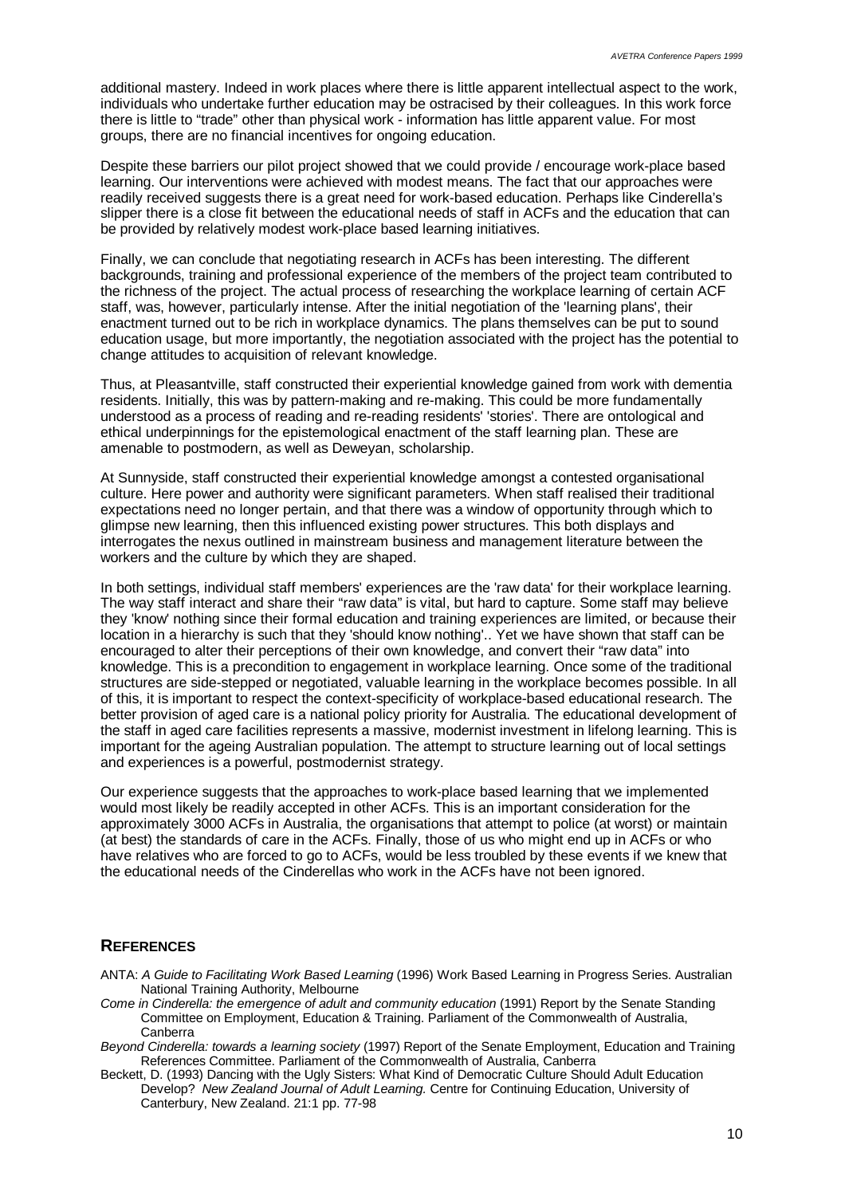additional mastery. Indeed in work places where there is little apparent intellectual aspect to the work, individuals who undertake further education may be ostracised by their colleagues. In this work force there is little to "trade" other than physical work - information has little apparent value. For most groups, there are no financial incentives for ongoing education.

Despite these barriers our pilot project showed that we could provide / encourage work-place based learning. Our interventions were achieved with modest means. The fact that our approaches were readily received suggests there is a great need for work-based education. Perhaps like Cinderella's slipper there is a close fit between the educational needs of staff in ACFs and the education that can be provided by relatively modest work-place based learning initiatives.

Finally, we can conclude that negotiating research in ACFs has been interesting. The different backgrounds, training and professional experience of the members of the project team contributed to the richness of the project. The actual process of researching the workplace learning of certain ACF staff, was, however, particularly intense. After the initial negotiation of the 'learning plans', their enactment turned out to be rich in workplace dynamics. The plans themselves can be put to sound education usage, but more importantly, the negotiation associated with the project has the potential to change attitudes to acquisition of relevant knowledge.

Thus, at Pleasantville, staff constructed their experiential knowledge gained from work with dementia residents. Initially, this was by pattern-making and re-making. This could be more fundamentally understood as a process of reading and re-reading residents' 'stories'. There are ontological and ethical underpinnings for the epistemological enactment of the staff learning plan. These are amenable to postmodern, as well as Deweyan, scholarship.

At Sunnyside, staff constructed their experiential knowledge amongst a contested organisational culture. Here power and authority were significant parameters. When staff realised their traditional expectations need no longer pertain, and that there was a window of opportunity through which to glimpse new learning, then this influenced existing power structures. This both displays and interrogates the nexus outlined in mainstream business and management literature between the workers and the culture by which they are shaped.

In both settings, individual staff members' experiences are the 'raw data' for their workplace learning. The way staff interact and share their "raw data" is vital, but hard to capture. Some staff may believe they 'know' nothing since their formal education and training experiences are limited, or because their location in a hierarchy is such that they 'should know nothing'.. Yet we have shown that staff can be encouraged to alter their perceptions of their own knowledge, and convert their "raw data" into knowledge. This is a precondition to engagement in workplace learning. Once some of the traditional structures are side-stepped or negotiated, valuable learning in the workplace becomes possible. In all of this, it is important to respect the context-specificity of workplace-based educational research. The better provision of aged care is a national policy priority for Australia. The educational development of the staff in aged care facilities represents a massive, modernist investment in lifelong learning. This is important for the ageing Australian population. The attempt to structure learning out of local settings and experiences is a powerful, postmodernist strategy.

Our experience suggests that the approaches to work-place based learning that we implemented would most likely be readily accepted in other ACFs. This is an important consideration for the approximately 3000 ACFs in Australia, the organisations that attempt to police (at worst) or maintain (at best) the standards of care in the ACFs. Finally, those of us who might end up in ACFs or who have relatives who are forced to go to ACFs, would be less troubled by these events if we knew that the educational needs of the Cinderellas who work in the ACFs have not been ignored.

## REFERENCES

ANTA: *A Guide to Facilitating Work Based Learning* (1996) Work Based Learning in Progress Series. Australian National Training Authority, Melbourne

*Come in Cinderella: the emergence of adult and community education* (1991) Report by the Senate Standing Committee on Employment, Education & Training. Parliament of the Commonwealth of Australia, Canberra

*Beyond Cinderella: towards a learning society* (1997) Report of the Senate Employment, Education and Training References Committee. Parliament of the Commonwealth of Australia, Canberra

Beckett, D. (1993) Dancing with the Ugly Sisters: What Kind of Democratic Culture Should Adult Education Develop? *New Zealand Journal of Adult Learning.* Centre for Continuing Education, University of Canterbury, New Zealand. 21:1 pp. 77-98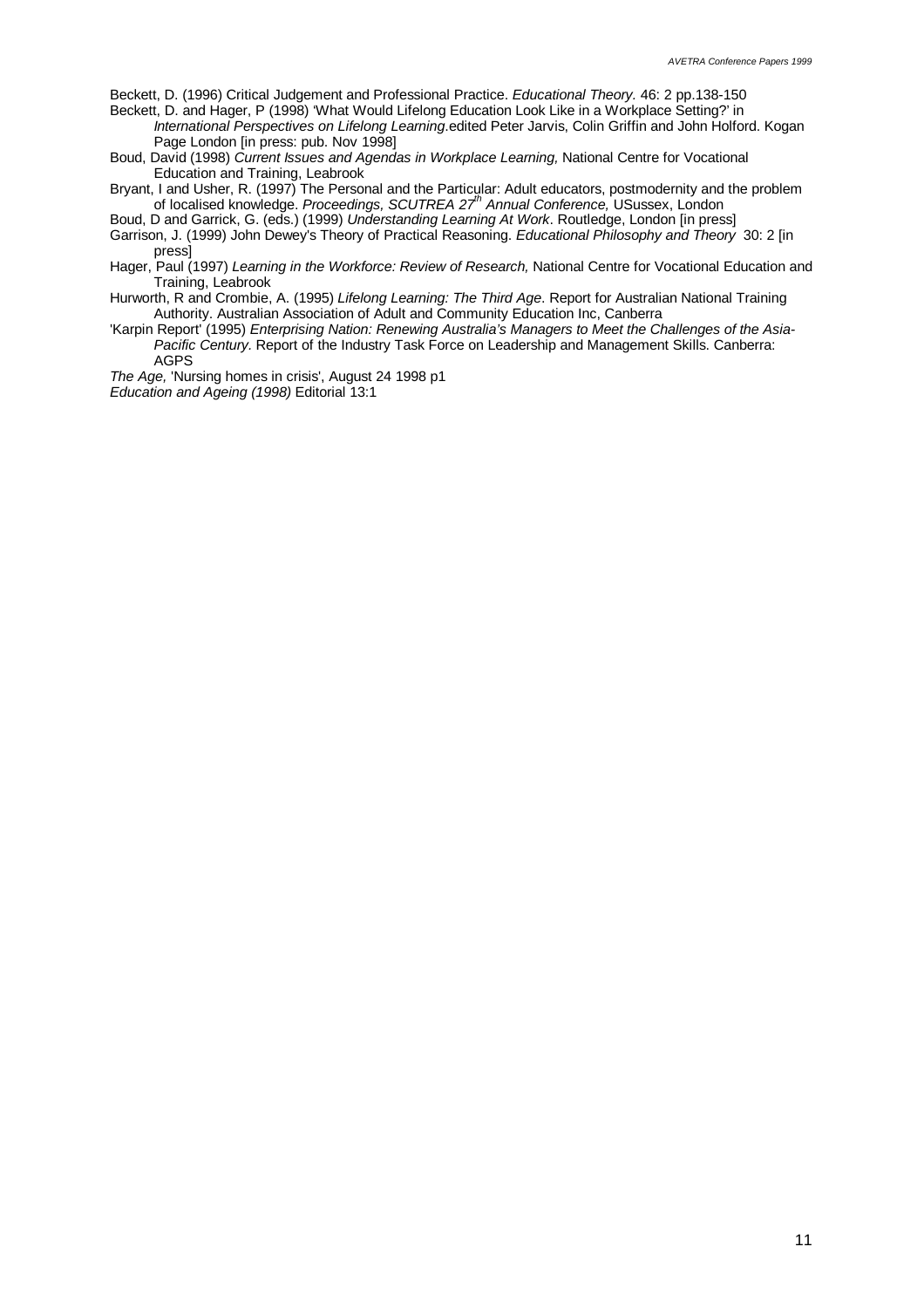Beckett, D. (1996) Critical Judgement and Professional Practice. *Educational Theory.* 46: 2 pp.138-150

Beckett, D. and Hager, P (1998) 'What Would Lifelong Education Look Like in a Workplace Setting?' in *International Perspectives on Lifelong Learning*.edited Peter Jarvis, Colin Griffin and John Holford. Kogan Page London [in press: pub. Nov 1998]

Boud, David (1998) *Current Issues and Agendas in Workplace Learning,* National Centre for Vocational Education and Training, Leabrook

Bryant, I and Usher, R. (1997) The Personal and the Particular: Adult educators, postmodernity and the problem of localised knowledge. *Proceedings, SCUTREA 27th Annual Conference,* USussex, London

Boud, D and Garrick, G. (eds.) (1999) *Understanding Learning At Work*. Routledge, London [in press]

Garrison, J. (1999) John Dewey's Theory of Practical Reasoning. *Educational Philosophy and Theory* 30: 2 [in press]

Hager, Paul (1997) *Learning in the Workforce: Review of Research,* National Centre for Vocational Education and Training, Leabrook

Hurworth, R and Crombie, A. (1995) *Lifelong Learning: The Third Age*. Report for Australian National Training Authority. Australian Association of Adult and Community Education Inc, Canberra

'Karpin Report' (1995) *Enterprising Nation: Renewing Australia's Managers to Meet the Challenges of the Asia-Pacific Century.* Report of the Industry Task Force on Leadership and Management Skills. Canberra: AGPS

*The Age,* 'Nursing homes in crisis', August 24 1998 p1

*Education and Ageing (1998)* Editorial 13:1